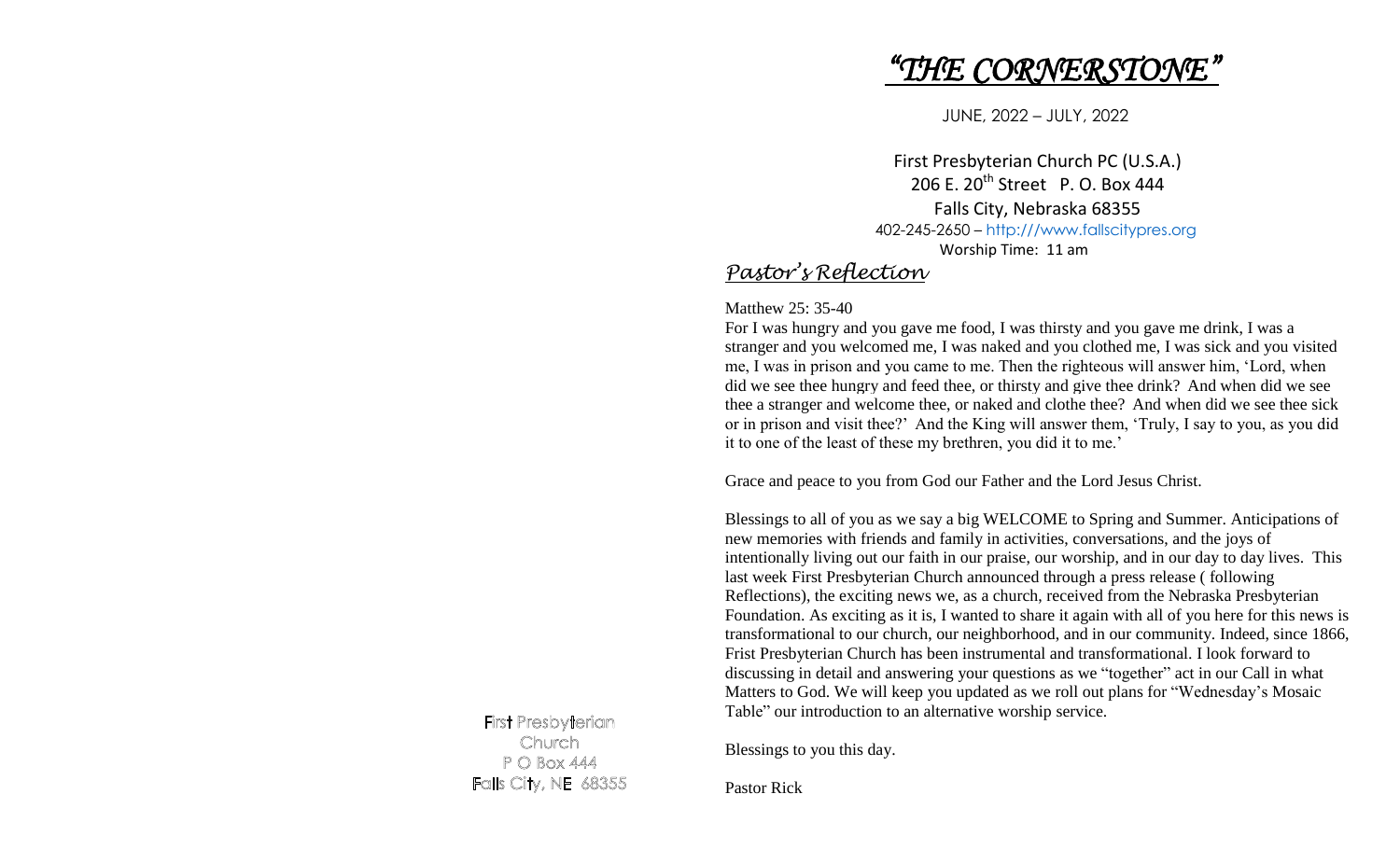# *"THE CORNERSTONE"*

JUNE, 2022 – JULY, 2022

First Presbyterian Church PC (U.S.A.)
206 E. 20th Street P. O. Box 444
Falls City, Nebraska 68355
402-245-2650 – http:///www.fallscitypres.org
Worship Time: 11 am

## *Pastor's Reflection*

Matthew 25: 35-40

For I was hungry and you gave me food, I was thirsty and you gave me drink, I was a stranger and you welcomed me, I was naked and you clothed me, I was sick and you visited me, I was in prison and you came to me. Then the righteous will answer him, 'Lord, when did we see thee hungry and feed thee, or thirsty and give thee drink? And when did we see thee a stranger and welcome thee, or naked and clothe thee? And when did we see thee sick or in prison and visit thee?' And the King will answer them, 'Truly, I say to you, as you did it to one of the least of these my brethren, you did it to me.'

Grace and peace to you from God our Father and the Lord Jesus Christ.

Blessings to all of you as we say a big WELCOME to Spring and Summer. Anticipations of new memories with friends and family in activities, conversations, and the joys of intentionally living out our faith in our praise, our worship, and in our day to day lives. This last week First Presbyterian Church announced through a press release ( following Reflections), the exciting news we, as a church, received from the Nebraska Presbyterian Foundation. As exciting as it is, I wanted to share it again with all of you here for this news is transformational to our church, our neighborhood, and in our community. Indeed, since 1866, Frist Presbyterian Church has been instrumental and transformational. I look forward to discussing in detail and answering your questions as we "together" act in our Call in what Matters to God. We will keep you updated as we roll out plans for "Wednesday's Mosaic Table" our introduction to an alternative worship service.

Blessings to you this day.

Pastor Rick

First Presbyterian Church
P O Box 444
Falls City, NE 68355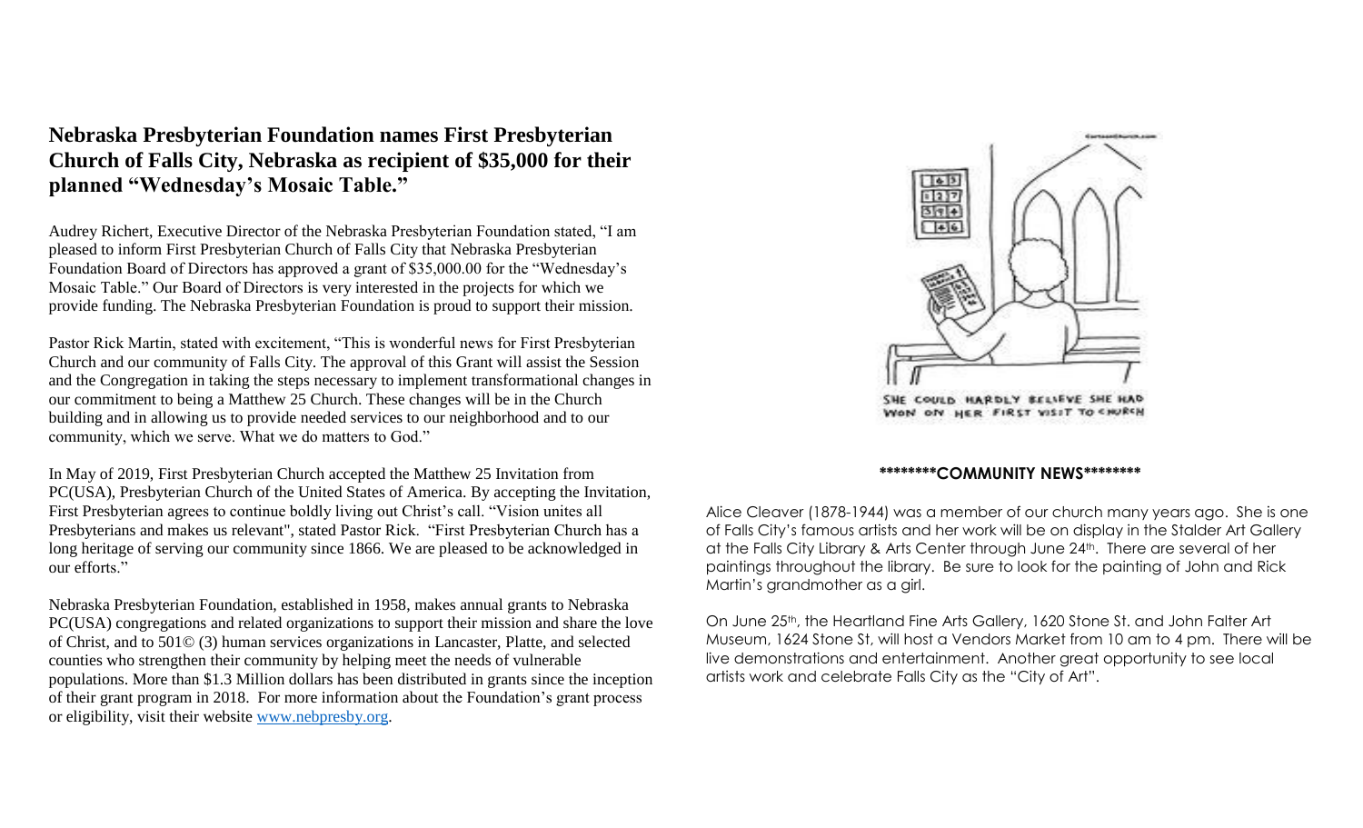## Nebraska Presbyterian Foundation names First Presbyterian Church of Falls City, Nebraska as recipient of $35,000 for their planned "Wednesday's Mosaic Table."

Audrey Richert, Executive Director of the Nebraska Presbyterian Foundation stated, "I am pleased to inform First Presbyterian Church of Falls City that Nebraska Presbyterian Foundation Board of Directors has approved a grant of $35,000.00 for the "Wednesday's Mosaic Table." Our Board of Directors is very interested in the projects for which we provide funding. The Nebraska Presbyterian Foundation is proud to support their mission.

Pastor Rick Martin, stated with excitement, "This is wonderful news for First Presbyterian Church and our community of Falls City. The approval of this Grant will assist the Session and the Congregation in taking the steps necessary to implement transformational changes in our commitment to being a Matthew 25 Church. These changes will be in the Church building and in allowing us to provide needed services to our neighborhood and to our community, which we serve. What we do matters to God."

In May of 2019, First Presbyterian Church accepted the Matthew 25 Invitation from PC(USA), Presbyterian Church of the United States of America. By accepting the Invitation, First Presbyterian agrees to continue boldly living out Christ's call. "Vision unites all Presbyterians and makes us relevant", stated Pastor Rick. "First Presbyterian Church has a long heritage of serving our community since 1866. We are pleased to be acknowledged in our efforts."

Nebraska Presbyterian Foundation, established in 1958, makes annual grants to Nebraska PC(USA) congregations and related organizations to support their mission and share the love of Christ, and to 501© (3) human services organizations in Lancaster, Platte, and selected counties who strengthen their community by helping meet the needs of vulnerable populations. More than $1.3 Million dollars has been distributed in grants since the inception of their grant program in 2018. For more information about the Foundation's grant process or eligibility, visit their website [www.nebpresby.org](www.nebpresby.org).

SHE COULD HARDLY BELIEVE SHE HAD WON ON HER FIRST VISIT TO CHURCH

**\*\*\*\*\*\*\*\*COMMUNITY NEWS\*\*\*\*\*\*\*\***

Alice Cleaver (1878-1944) was a member of our church many years ago. She is one of Falls City's famous artists and her work will be on display in the Stalder Art Gallery at the Falls City Library & Arts Center through June 24th. There are several of her paintings throughout the library. Be sure to look for the painting of John and Rick Martin's grandmother as a girl.

On June 25th, the Heartland Fine Arts Gallery, 1620 Stone St. and John Falter Art Museum, 1624 Stone St, will host a Vendors Market from 10 am to 4 pm. There will be live demonstrations and entertainment. Another great opportunity to see local artists work and celebrate Falls City as the "City of Art".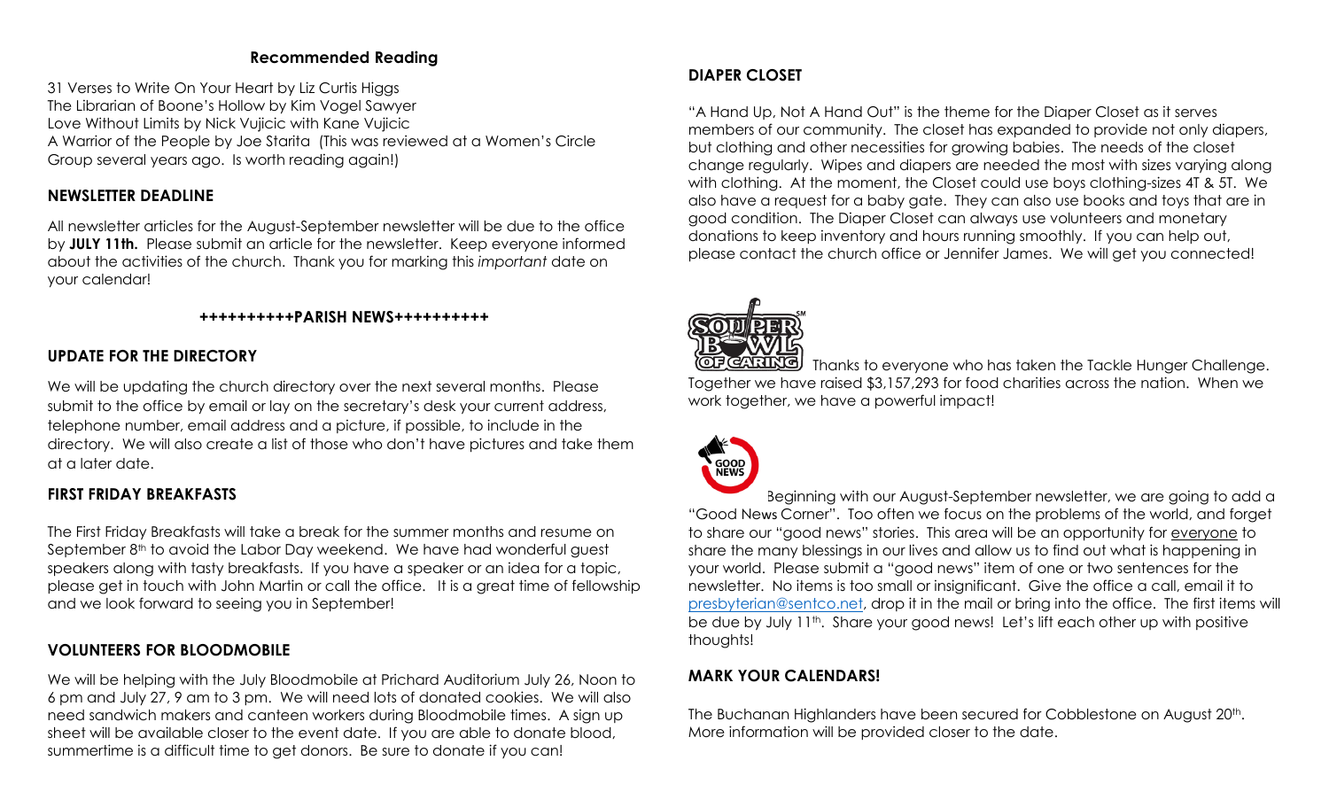### Recommended Reading

31 Verses to Write On Your Heart by Liz Curtis Higgs
The Librarian of Boone's Hollow by Kim Vogel Sawyer
Love Without Limits by Nick Vujicic with Kane Vujicic
A Warrior of the People by Joe Starita (This was reviewed at a Women's Circle Group several years ago. Is worth reading again!)

### NEWSLETTER DEADLINE

All newsletter articles for the August-September newsletter will be due to the office by **JULY 11th.** Please submit an article for the newsletter. Keep everyone informed about the activities of the church. Thank you for marking this *important* date on your calendar!

**++++++++++PARISH NEWS++++++++++**

### UPDATE FOR THE DIRECTORY

We will be updating the church directory over the next several months. Please submit to the office by email or lay on the secretary's desk your current address, telephone number, email address and a picture, if possible, to include in the directory. We will also create a list of those who don't have pictures and take them at a later date.

### FIRST FRIDAY BREAKFASTS

The First Friday Breakfasts will take a break for the summer months and resume on September 8th to avoid the Labor Day weekend. We have had wonderful guest speakers along with tasty breakfasts. If you have a speaker or an idea for a topic, please get in touch with John Martin or call the office. It is a great time of fellowship and we look forward to seeing you in September!

### VOLUNTEERS FOR BLOODMOBILE

We will be helping with the July Bloodmobile at Prichard Auditorium July 26, Noon to 6 pm and July 27, 9 am to 3 pm. We will need lots of donated cookies. We will also need sandwich makers and canteen workers during Bloodmobile times. A sign up sheet will be available closer to the event date. If you are able to donate blood, summertime is a difficult time to get donors. Be sure to donate if you can!

### DIAPER CLOSET

"A Hand Up, Not A Hand Out" is the theme for the Diaper Closet as it serves members of our community. The closet has expanded to provide not only diapers, but clothing and other necessities for growing babies. The needs of the closet change regularly. Wipes and diapers are needed the most with sizes varying along with clothing. At the moment, the Closet could use boys clothing-sizes 4T & 5T. We also have a request for a baby gate. They can also use books and toys that are in good condition. The Diaper Closet can always use volunteers and monetary donations to keep inventory and hours running smoothly. If you can help out, please contact the church office or Jennifer James. We will get you connected!

Thanks to everyone who has taken the Tackle Hunger Challenge. Together we have raised $3,157,293 for food charities across the nation. When we work together, we have a powerful impact!

Beginning with our August-September newsletter, we are going to add a "Good News Corner". Too often we focus on the problems of the world, and forget to share our "good news" stories. This area will be an opportunity for everyone to share the many blessings in our lives and allow us to find out what is happening in your world. Please submit a "good news" item of one or two sentences for the newsletter. No items is too small or insignificant. Give the office a call, email it to presbyterian@sentco.net, drop it in the mail or bring into the office. The first items will be due by July 11th. Share your good news! Let's lift each other up with positive thoughts!

### MARK YOUR CALENDARS!

The Buchanan Highlanders have been secured for Cobblestone on August 20th. More information will be provided closer to the date.